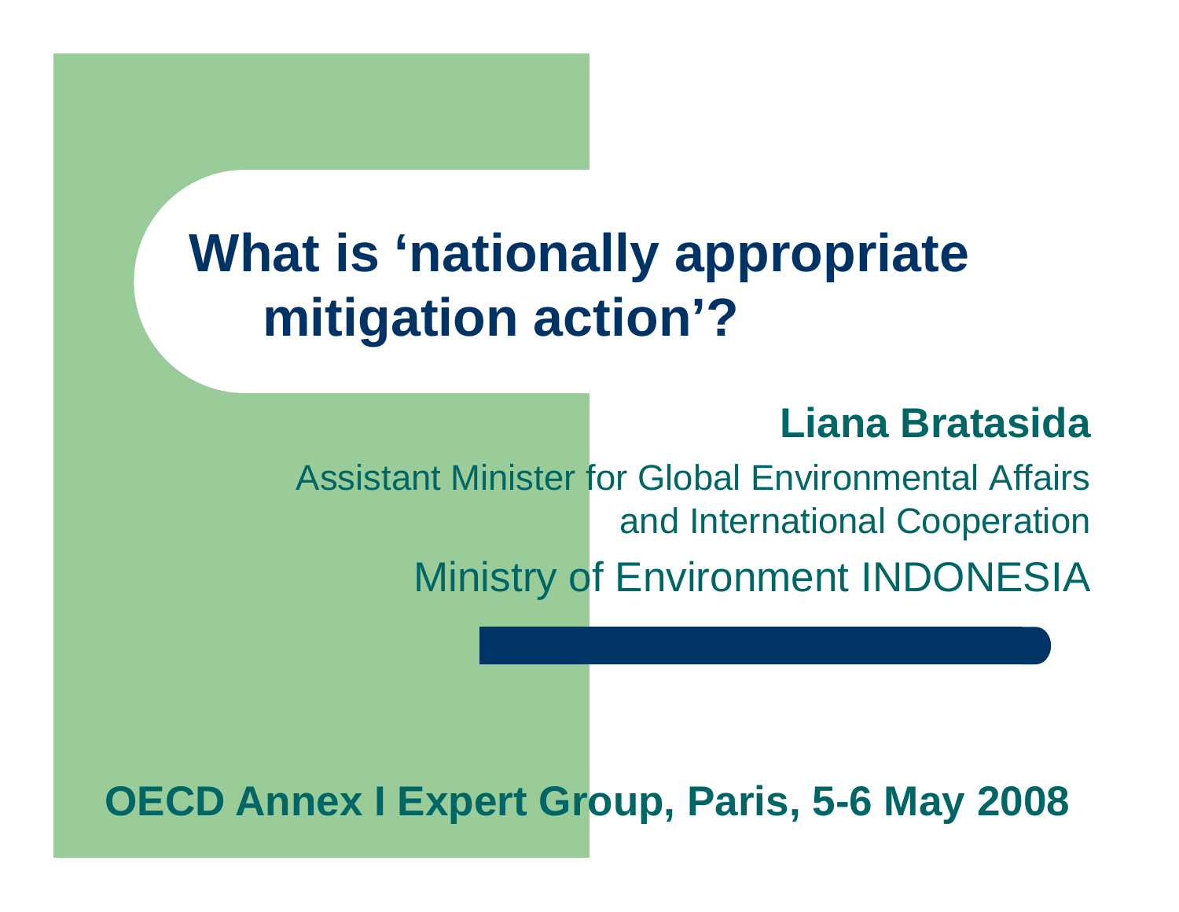# What is 'nationally appropriate mitigation action'?

**Liana Bratasida**

Assistant Minister for Global Environmental Affairs and International Cooperation

Ministry of Environment INDONESIA

**OECD Annex I Expert Group, Paris, 5-6 May 2008**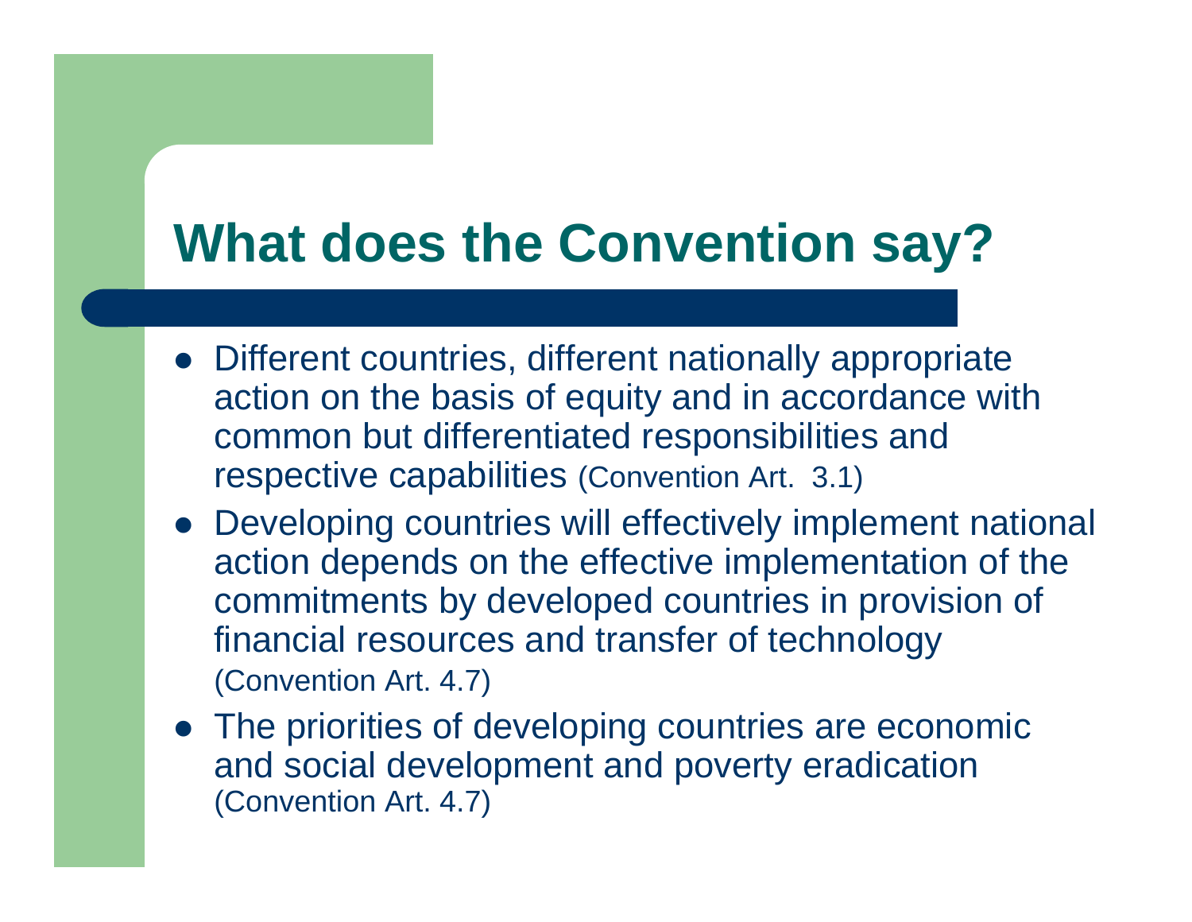# What does the Convention say?

- Different countries, different nationally appropriate action on the basis of equity and in accordance with common but differentiated responsibilities and respective capabilities (Convention Art. 3.1)
- Developing countries will effectively implement national action depends on the effective implementation of the commitments by developed countries in provision of financial resources and transfer of technology (Convention Art. 4.7)
- The priorities of developing countries are economic and social development and poverty eradication (Convention Art. 4.7)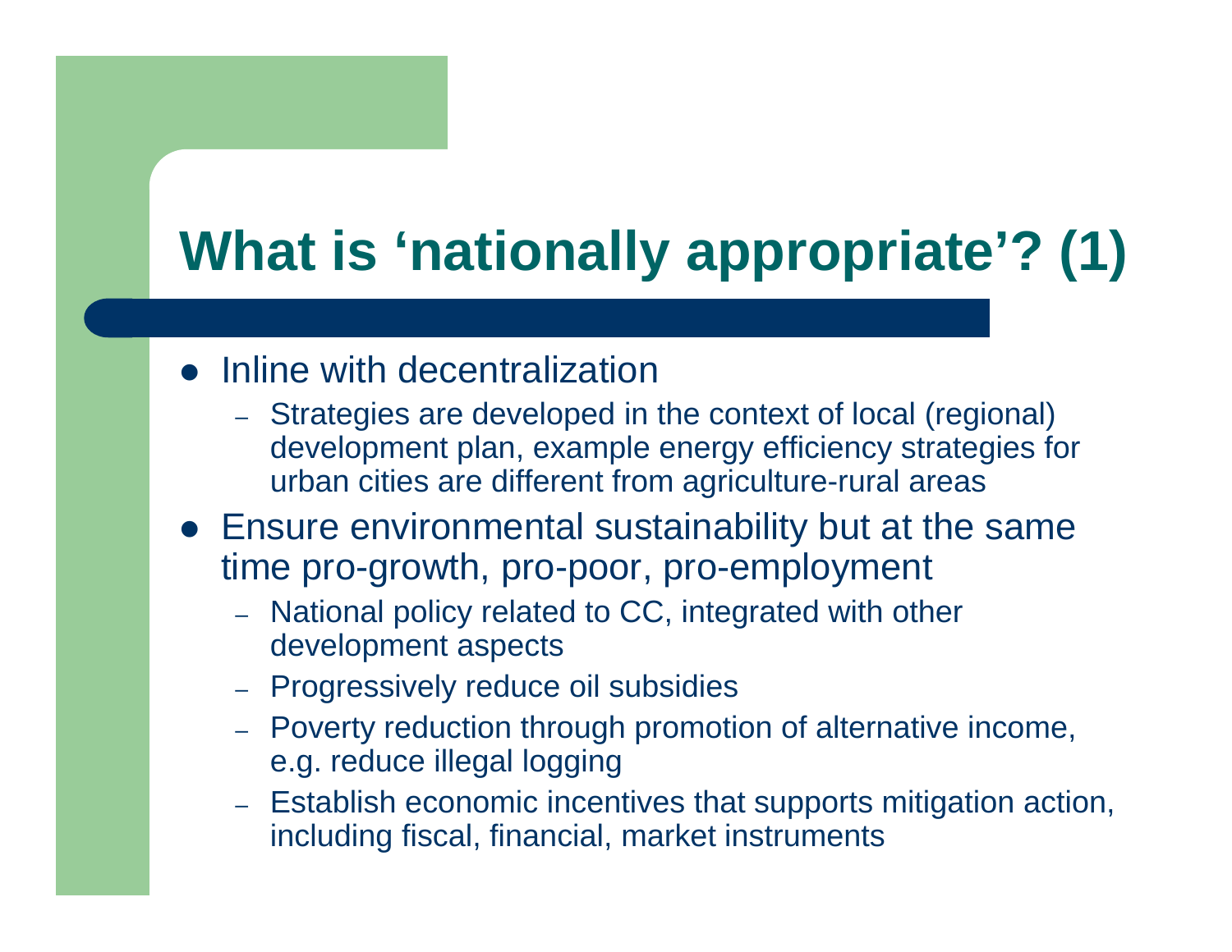# What is 'nationally appropriate'? (1)

- Inline with decentralization
  - Strategies are developed in the context of local (regional) development plan, example energy efficiency strategies for urban cities are different from agriculture-rural areas
- Ensure environmental sustainability but at the same time pro-growth, pro-poor, pro-employment
  - National policy related to CC, integrated with other development aspects
  - Progressively reduce oil subsidies
  - Poverty reduction through promotion of alternative income, e.g. reduce illegal logging
  - Establish economic incentives that supports mitigation action, including fiscal, financial, market instruments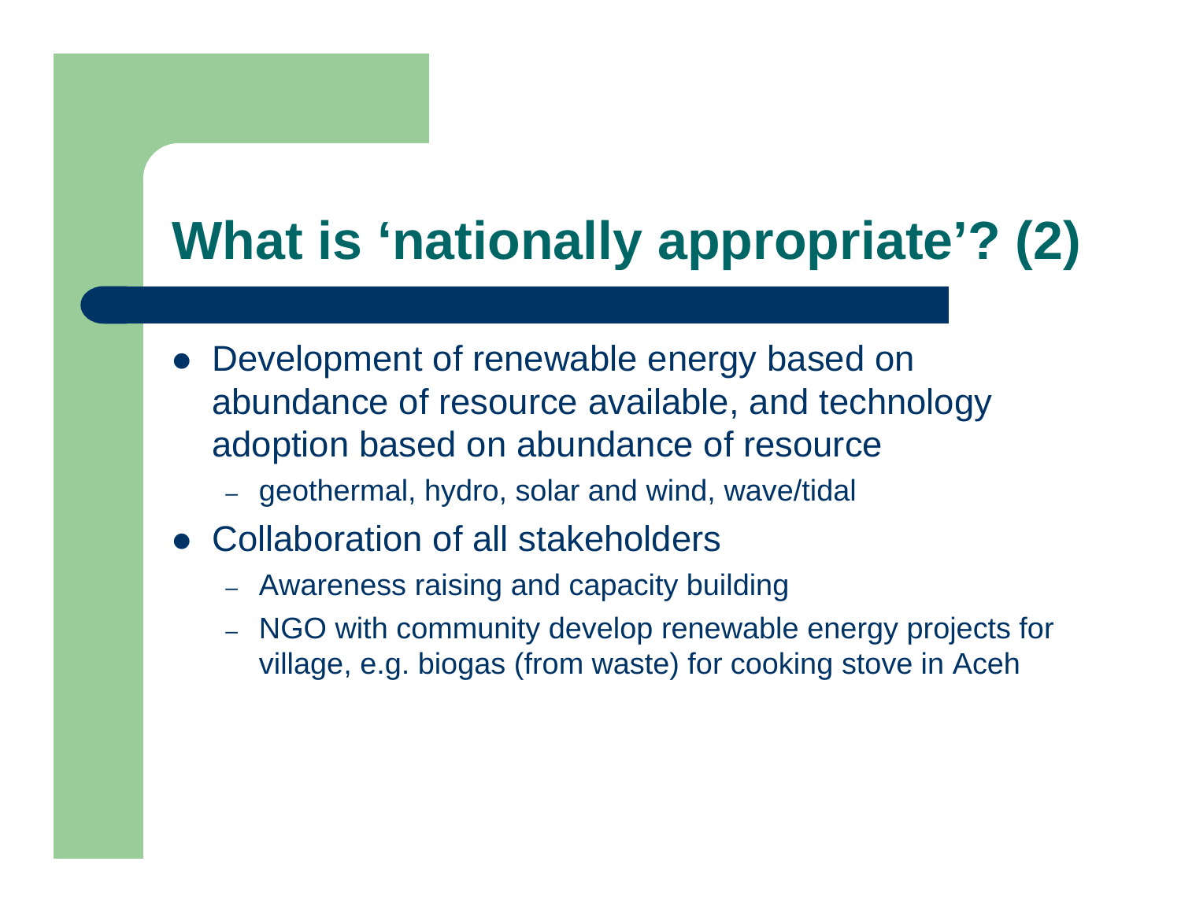# What is 'nationally appropriate'? (2)

- Development of renewable energy based on abundance of resource available, and technology adoption based on abundance of resource
  - geothermal, hydro, solar and wind, wave/tidal
- Collaboration of all stakeholders
  - Awareness raising and capacity building
  - NGO with community develop renewable energy projects for village, e.g. biogas (from waste) for cooking stove in Aceh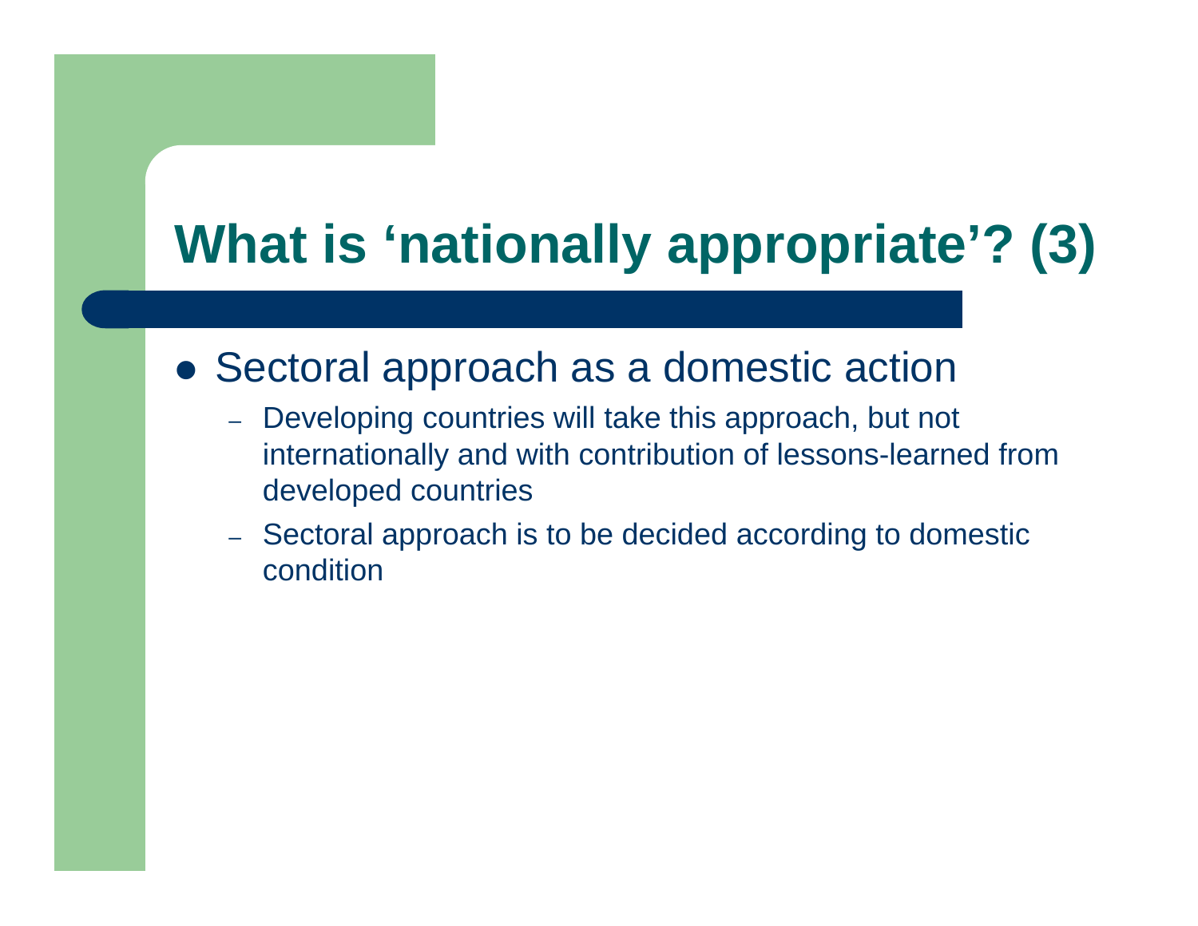# What is 'nationally appropriate'? (3)

- Sectoral approach as a domestic action
  - Developing countries will take this approach, but not internationally and with contribution of lessons-learned from developed countries
  - Sectoral approach is to be decided according to domestic condition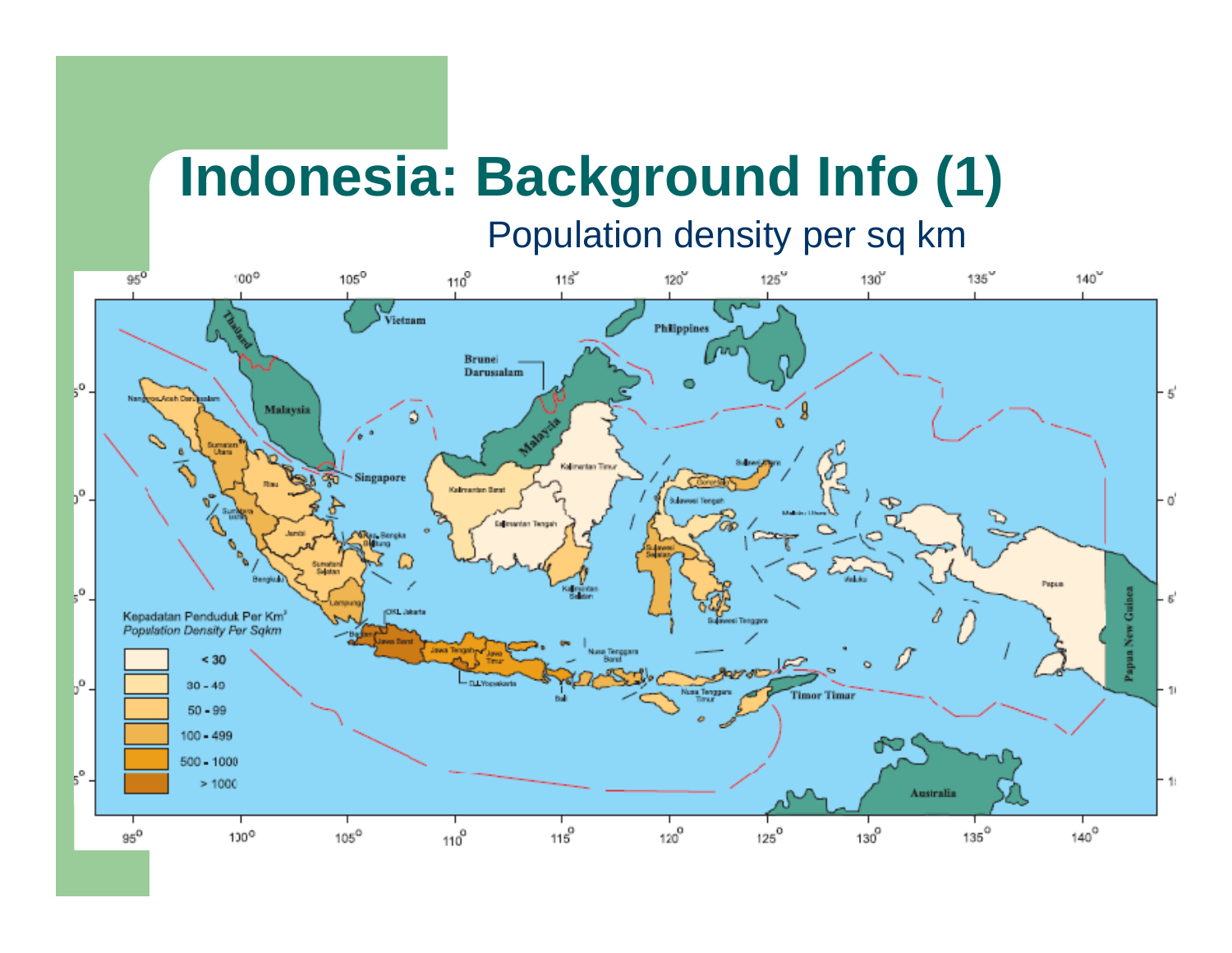# Indonesia: Background Info (1)

Population density per sq km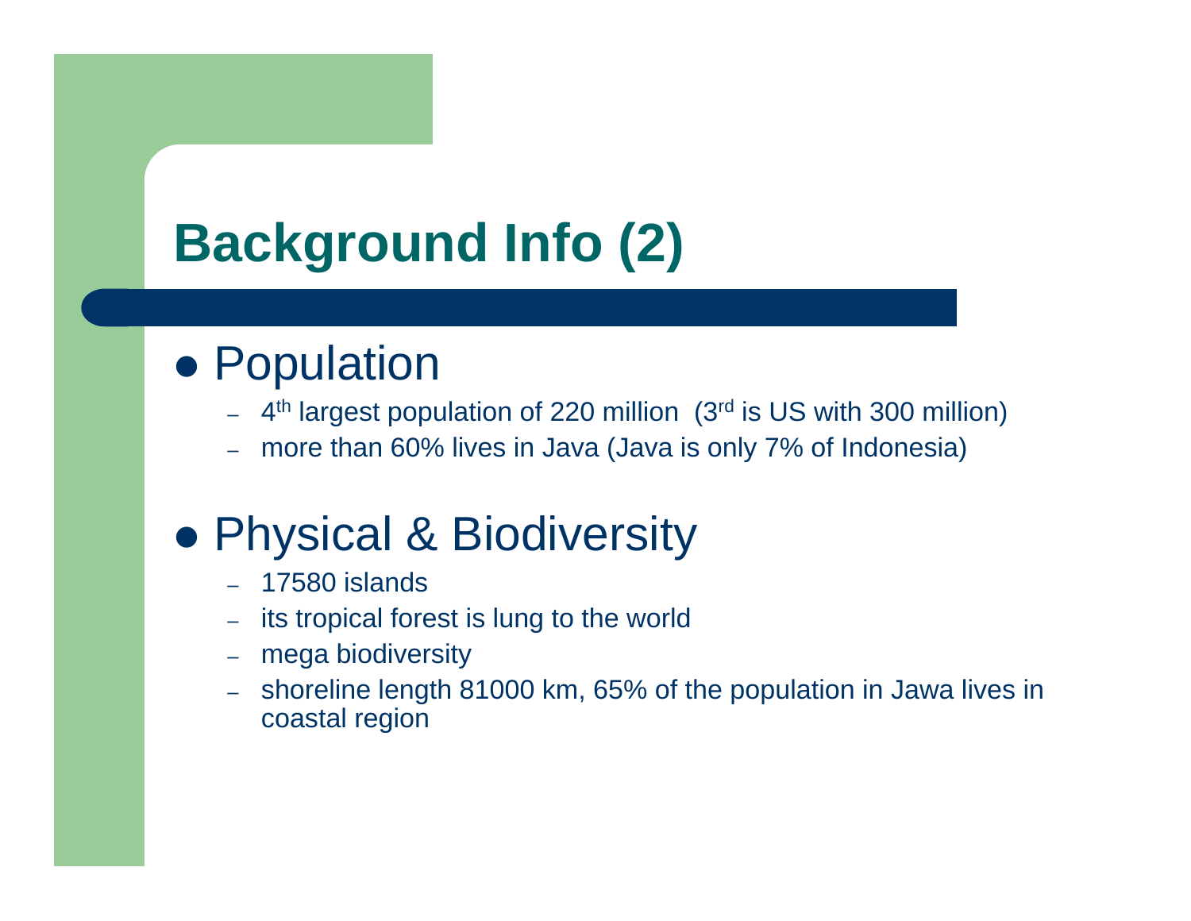# Background Info (2)

- Population
  - 4th largest population of 220 million (3rd is US with 300 million)
  - more than 60% lives in Java (Java is only 7% of Indonesia)
- Physical & Biodiversity
  - 17580 islands
  - its tropical forest is lung to the world
  - mega biodiversity
  - shoreline length 81000 km, 65% of the population in Jawa lives in coastal region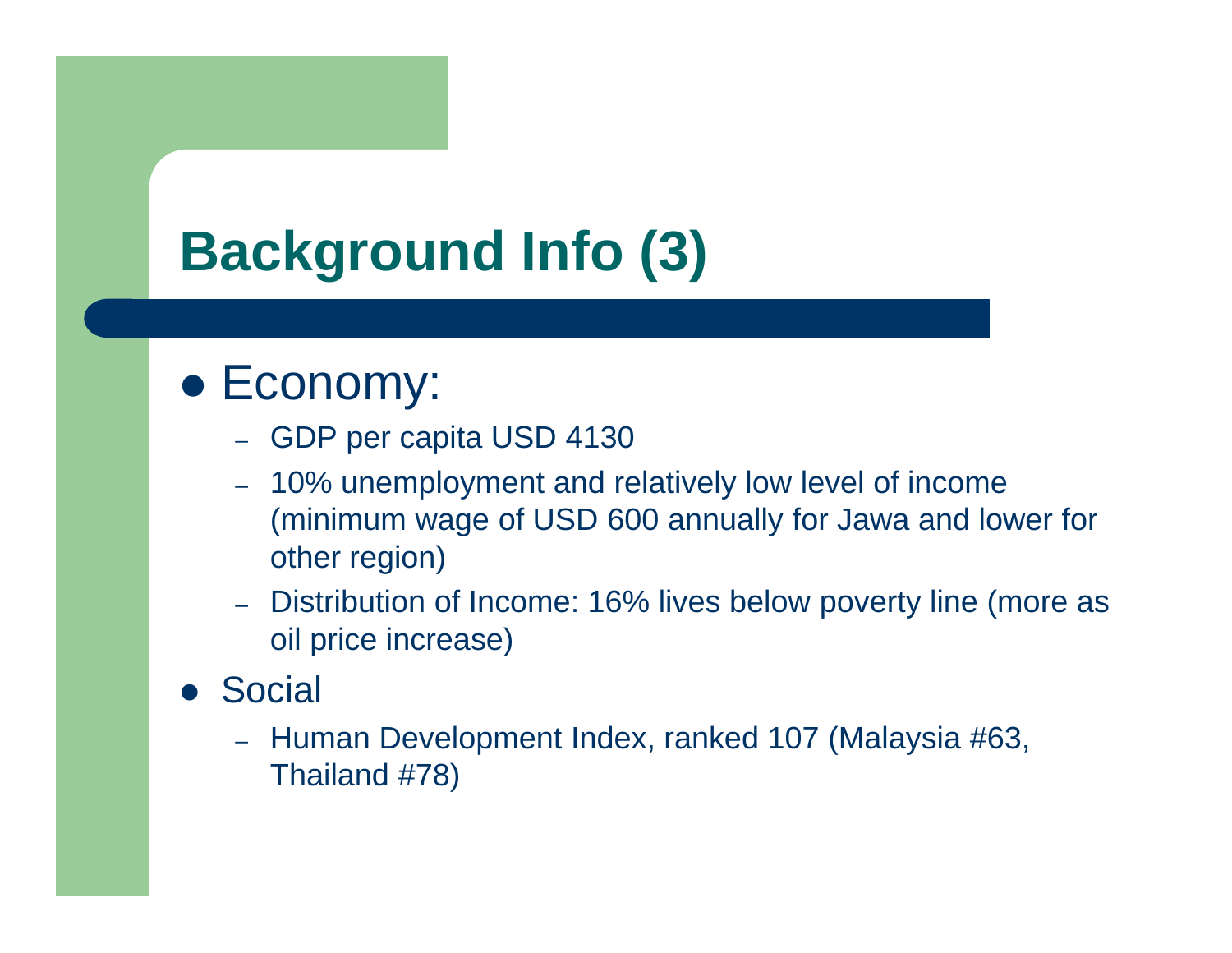# Background Info (3)

- Economy:
  - GDP per capita USD 4130
  - 10% unemployment and relatively low level of income (minimum wage of USD 600 annually for Jawa and lower for other region)
  - Distribution of Income: 16% lives below poverty line (more as oil price increase)
- Social
  - Human Development Index, ranked 107 (Malaysia #63, Thailand #78)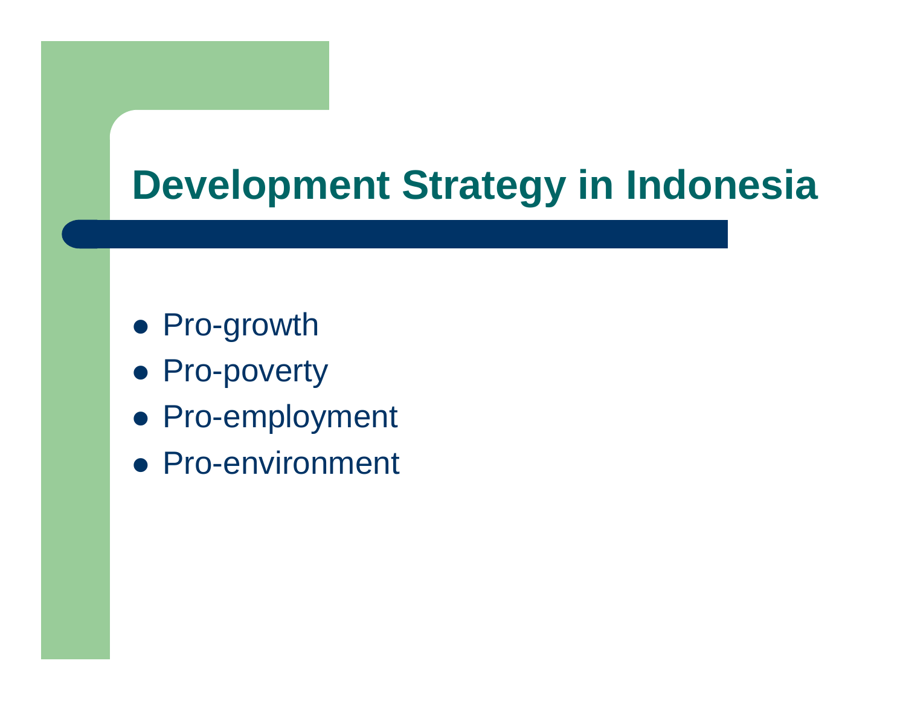# Development Strategy in Indonesia

- Pro-growth
- Pro-poverty
- Pro-employment
- Pro-environment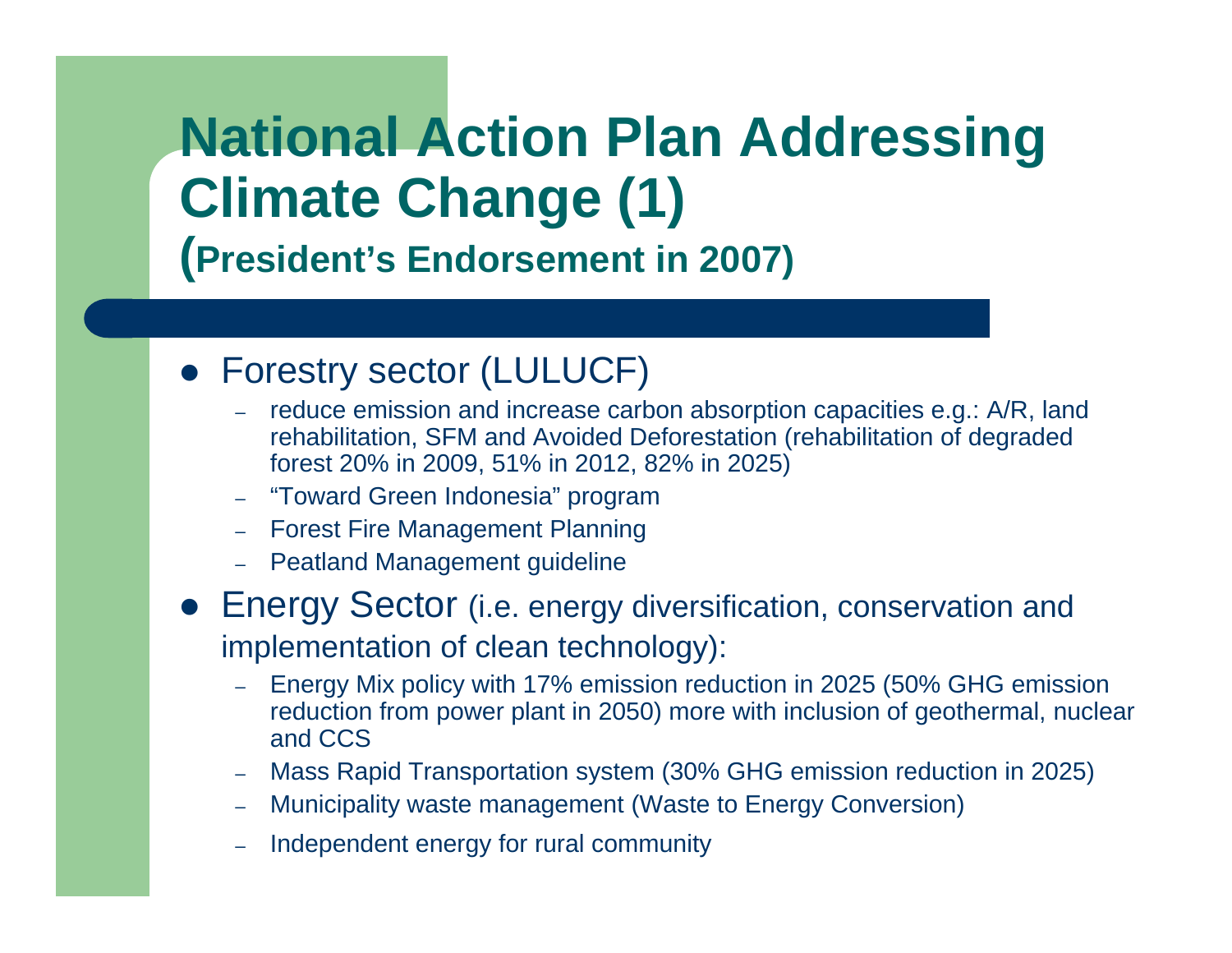# National Action Plan Addressing Climate Change (1)

## (President's Endorsement in 2007)

- Forestry sector (LULUCF)
  - reduce emission and increase carbon absorption capacities e.g.: A/R, land rehabilitation, SFM and Avoided Deforestation (rehabilitation of degraded forest 20% in 2009, 51% in 2012, 82% in 2025)
  - "Toward Green Indonesia" program
  - Forest Fire Management Planning
  - Peatland Management guideline
- Energy Sector (i.e. energy diversification, conservation and implementation of clean technology):
  - Energy Mix policy with 17% emission reduction in 2025 (50% GHG emission reduction from power plant in 2050) more with inclusion of geothermal, nuclear and CCS
  - Mass Rapid Transportation system (30% GHG emission reduction in 2025)
  - Municipality waste management (Waste to Energy Conversion)
  - Independent energy for rural community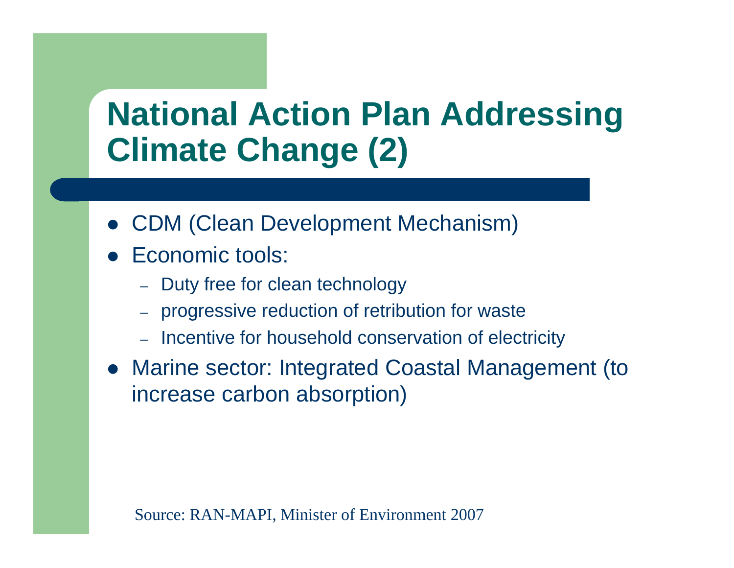# National Action Plan Addressing Climate Change (2)

- CDM (Clean Development Mechanism)
- Economic tools:
  - Duty free for clean technology
  - progressive reduction of retribution for waste
  - Incentive for household conservation of electricity
- Marine sector: Integrated Coastal Management (to increase carbon absorption)

Source: RAN-MAPI, Minister of Environment 2007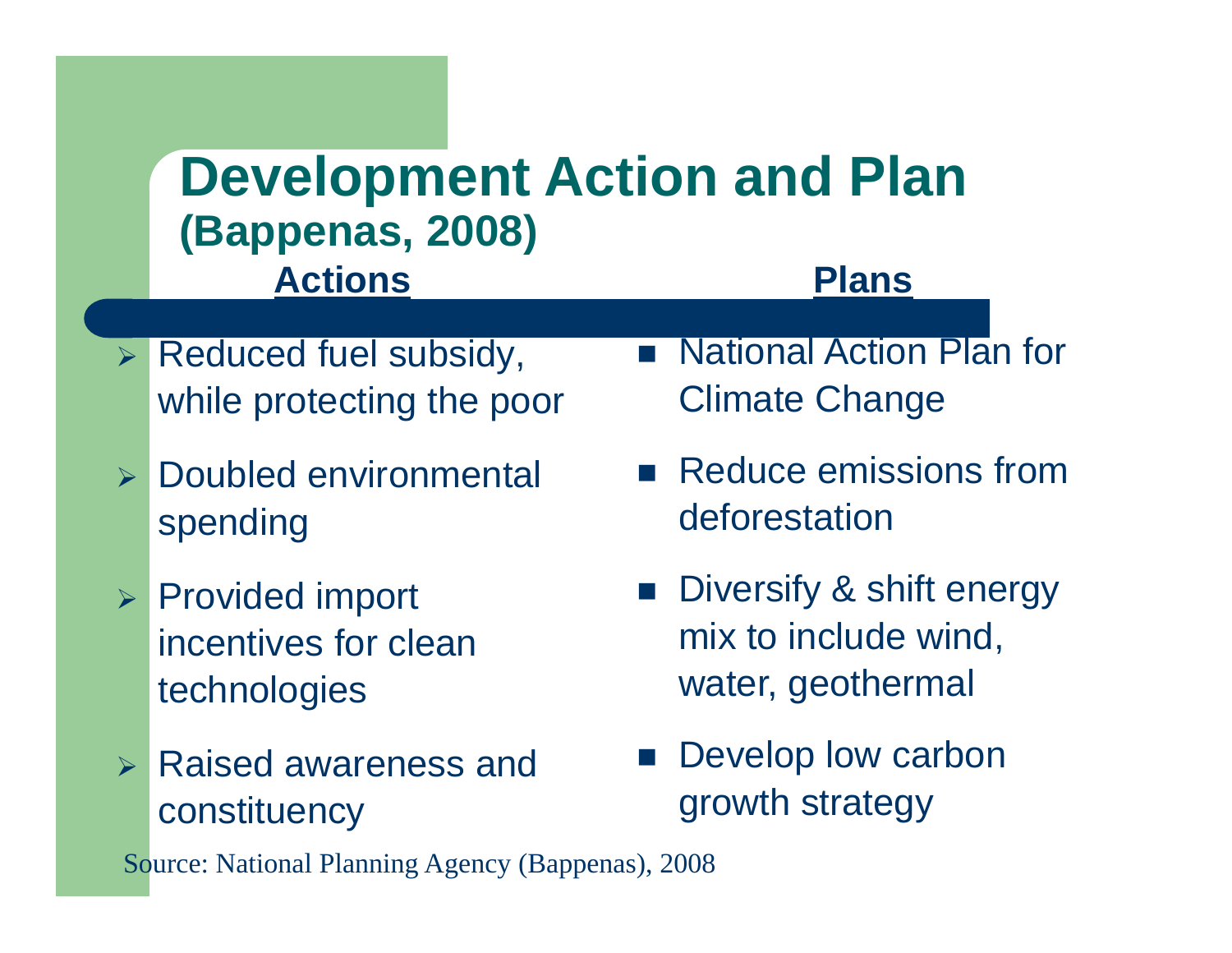# Development Action and Plan

## (Bappenas, 2008)

| **Actions** | **Plans** |
| --- | --- |
| Reduced fuel subsidy, while protecting the poor | National Action Plan for Climate Change |
| Doubled environmental spending | Reduce emissions from deforestation |
| Provided import incentives for clean technologies | Diversify & shift energy mix to include wind, water, geothermal |
| Raised awareness and constituency | Develop low carbon growth strategy |

Source: National Planning Agency (Bappenas), 2008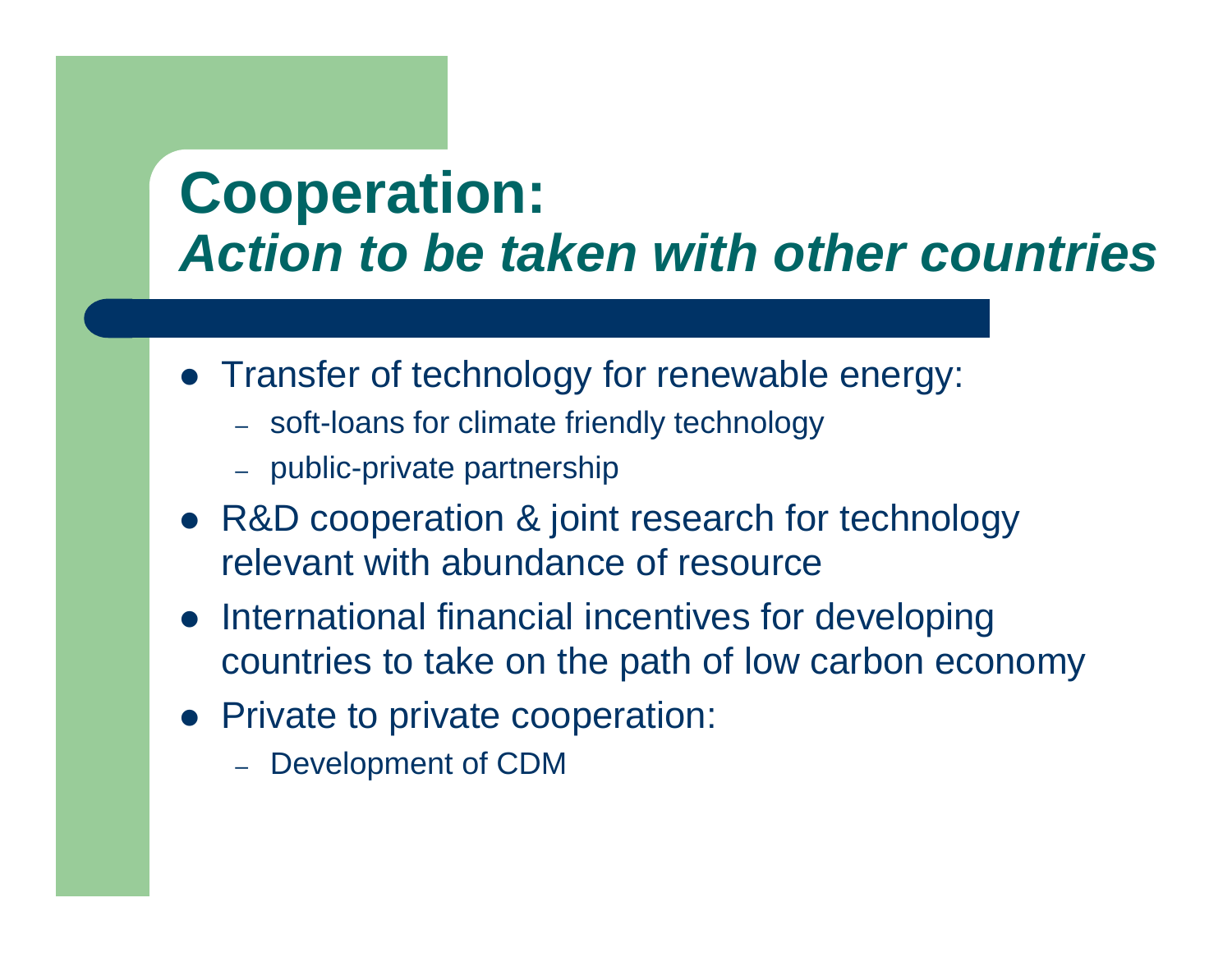# Cooperation:
## *Action to be taken with other countries*

- Transfer of technology for renewable energy:
  - soft-loans for climate friendly technology
  - public-private partnership
- R&D cooperation & joint research for technology relevant with abundance of resource
- International financial incentives for developing countries to take on the path of low carbon economy
- Private to private cooperation:
  - Development of CDM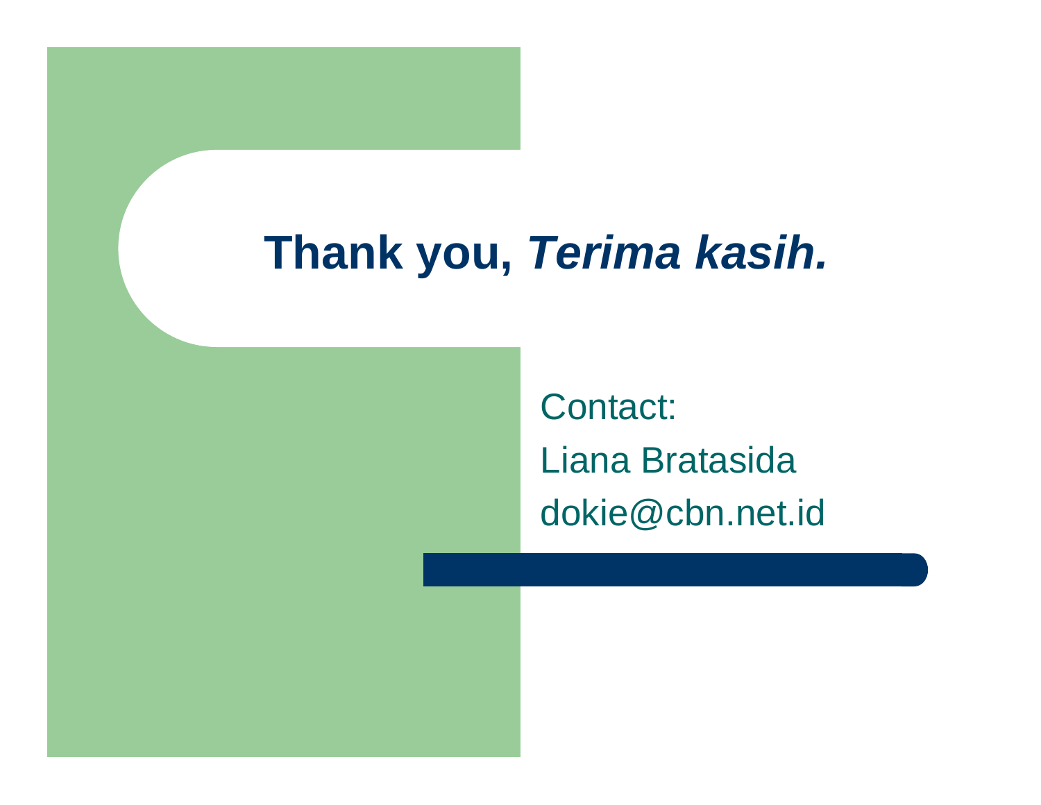# **Thank you, *Terima kasih.***

Contact:

Liana Bratasida

dokie@cbn.net.id